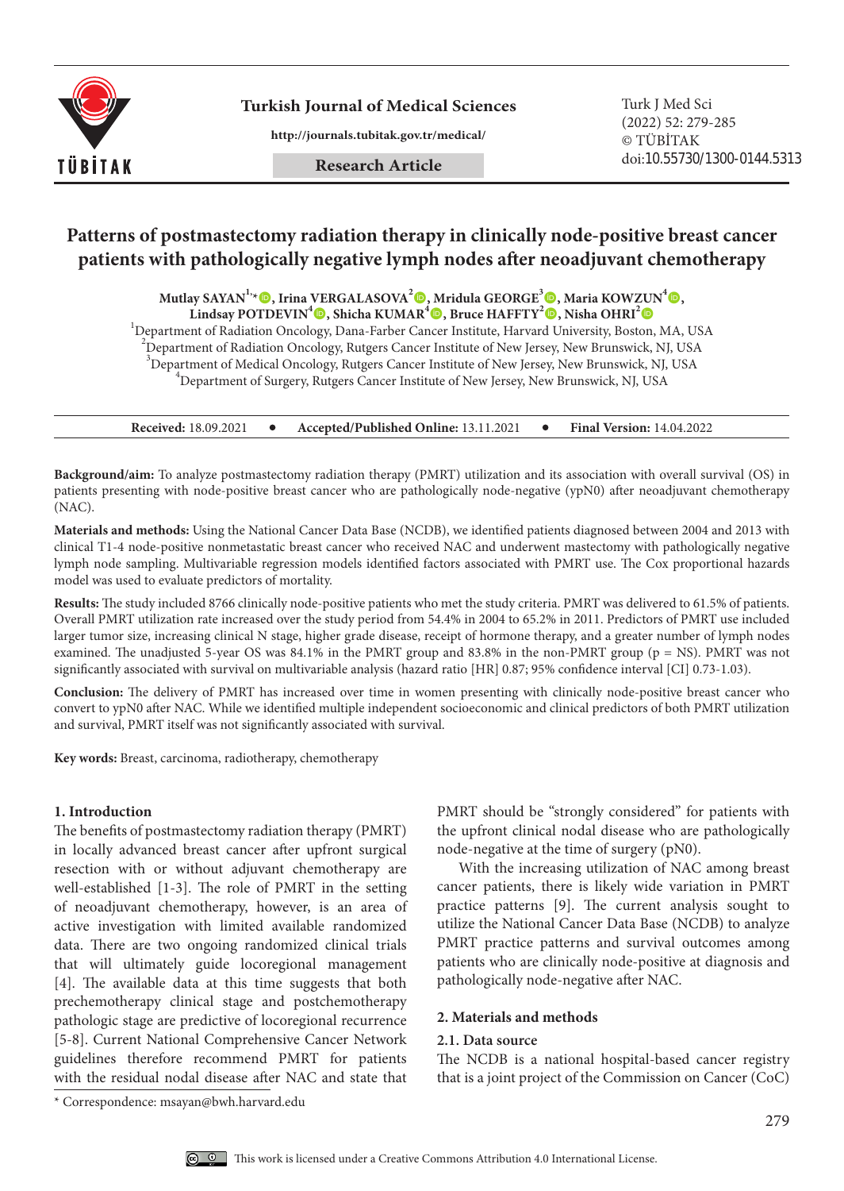Research Article

# Patterns of postmastectomy radiation therapy in clinically node-positive breast cancer patients with pathologically negative lymph nodes after neoadjuvant chemotherapy

**Mutlay SAYAN[1,*], Irina VERGALASOVA[2], Mridula GEORGE[3], Maria KOWZUN[4], Lindsay POTDEVIN[4], Shicha KUMAR[4], Bruce HAFFTY[2], Nisha OHRI[2]**

[1]Department of Radiation Oncology, Dana-Farber Cancer Institute, Harvard University, Boston, MA, USA
[2]Department of Radiation Oncology, Rutgers Cancer Institute of New Jersey, New Brunswick, NJ, USA
[3]Department of Medical Oncology, Rutgers Cancer Institute of New Jersey, New Brunswick, NJ, USA
[4]Department of Surgery, Rutgers Cancer Institute of New Jersey, New Brunswick, NJ, USA

**Received:** 18.09.2021 • **Accepted/Published Online:** 13.11.2021 • **Final Version:** 14.04.2022

**Background/aim:** To analyze postmastectomy radiation therapy (PMRT) utilization and its association with overall survival (OS) in patients presenting with node-positive breast cancer who are pathologically node-negative (ypN0) after neoadjuvant chemotherapy (NAC).

**Materials and methods:** Using the National Cancer Data Base (NCDB), we identified patients diagnosed between 2004 and 2013 with clinical T1-4 node-positive nonmetastatic breast cancer who received NAC and underwent mastectomy with pathologically negative lymph node sampling. Multivariable regression models identified factors associated with PMRT use. The Cox proportional hazards model was used to evaluate predictors of mortality.

**Results:** The study included 8766 clinically node-positive patients who met the study criteria. PMRT was delivered to 61.5% of patients. Overall PMRT utilization rate increased over the study period from 54.4% in 2004 to 65.2% in 2011. Predictors of PMRT use included larger tumor size, increasing clinical N stage, higher grade disease, receipt of hormone therapy, and a greater number of lymph nodes examined. The unadjusted 5-year OS was 84.1% in the PMRT group and 83.8% in the non-PMRT group (p = NS). PMRT was not significantly associated with survival on multivariable analysis (hazard ratio [HR] 0.87; 95% confidence interval [CI] 0.73-1.03).

**Conclusion:** The delivery of PMRT has increased over time in women presenting with clinically node-positive breast cancer who convert to ypN0 after NAC. While we identified multiple independent socioeconomic and clinical predictors of both PMRT utilization and survival, PMRT itself was not significantly associated with survival.

**Key words:** Breast, carcinoma, radiotherapy, chemotherapy

## 1. Introduction

The benefits of postmastectomy radiation therapy (PMRT) in locally advanced breast cancer after upfront surgical resection with or without adjuvant chemotherapy are well-established [1-3]. The role of PMRT in the setting of neoadjuvant chemotherapy, however, is an area of active investigation with limited available randomized data. There are two ongoing randomized clinical trials that will ultimately guide locoregional management [4]. The available data at this time suggests that both prechemotherapy clinical stage and postchemotherapy pathologic stage are predictive of locoregional recurrence [5-8]. Current National Comprehensive Cancer Network guidelines therefore recommend PMRT for patients with the residual nodal disease after NAC and state that PMRT should be "strongly considered" for patients with the upfront clinical nodal disease who are pathologically node-negative at the time of surgery (pN0).

With the increasing utilization of NAC among breast cancer patients, there is likely wide variation in PMRT practice patterns [9]. The current analysis sought to utilize the National Cancer Data Base (NCDB) to analyze PMRT practice patterns and survival outcomes among patients who are clinically node-positive at diagnosis and pathologically node-negative after NAC.

## 2. Materials and methods

### 2.1. Data source

The NCDB is a national hospital-based cancer registry that is a joint project of the Commission on Cancer (CoC)

* Correspondence: msayan@bwh.harvard.edu

This work is licensed under a Creative Commons Attribution 4.0 International License.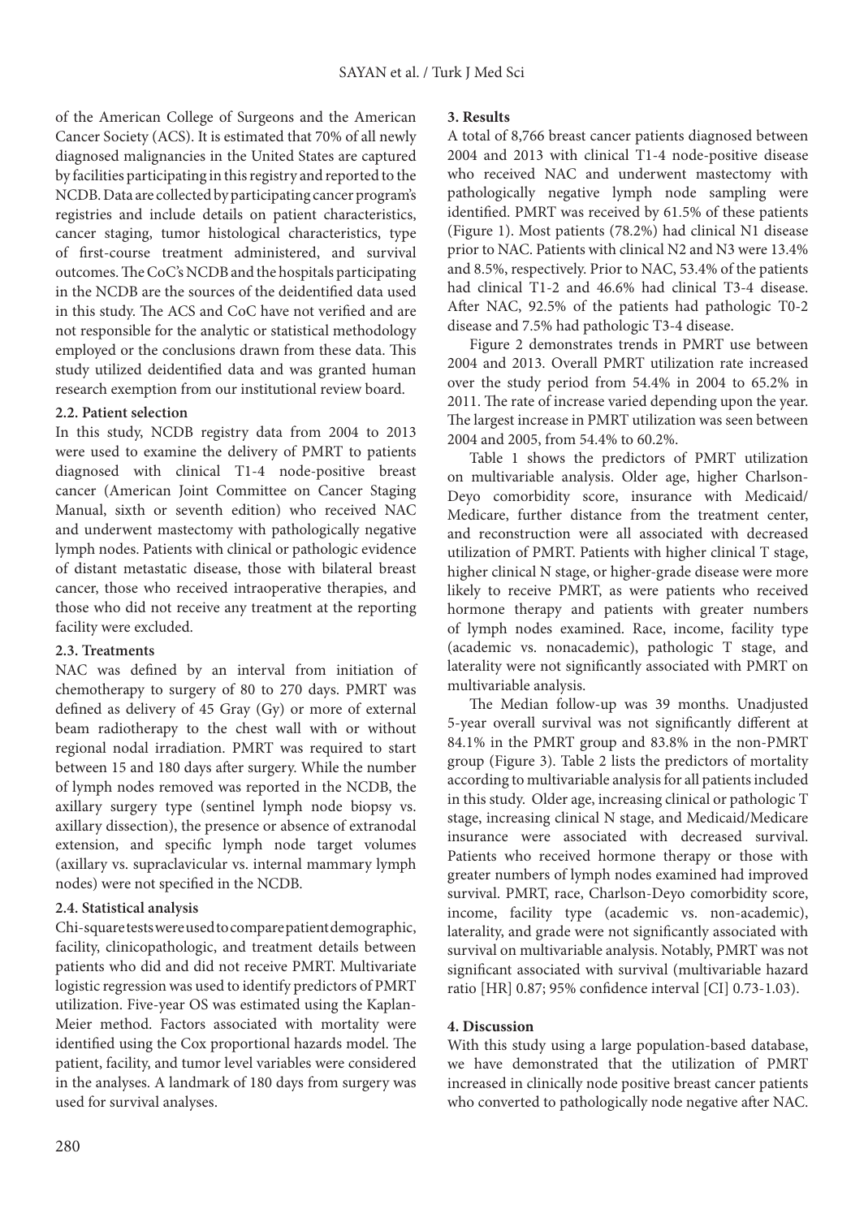of the American College of Surgeons and the American Cancer Society (ACS). It is estimated that 70% of all newly diagnosed malignancies in the United States are captured by facilities participating in this registry and reported to the NCDB. Data are collected by participating cancer program's registries and include details on patient characteristics, cancer staging, tumor histological characteristics, type of first-course treatment administered, and survival outcomes. The CoC's NCDB and the hospitals participating in the NCDB are the sources of the deidentified data used in this study. The ACS and CoC have not verified and are not responsible for the analytic or statistical methodology employed or the conclusions drawn from these data. This study utilized deidentified data and was granted human research exemption from our institutional review board.

### 2.2. Patient selection

In this study, NCDB registry data from 2004 to 2013 were used to examine the delivery of PMRT to patients diagnosed with clinical T1-4 node-positive breast cancer (American Joint Committee on Cancer Staging Manual, sixth or seventh edition) who received NAC and underwent mastectomy with pathologically negative lymph nodes. Patients with clinical or pathologic evidence of distant metastatic disease, those with bilateral breast cancer, those who received intraoperative therapies, and those who did not receive any treatment at the reporting facility were excluded.

### 2.3. Treatments

NAC was defined by an interval from initiation of chemotherapy to surgery of 80 to 270 days. PMRT was defined as delivery of 45 Gray (Gy) or more of external beam radiotherapy to the chest wall with or without regional nodal irradiation. PMRT was required to start between 15 and 180 days after surgery. While the number of lymph nodes removed was reported in the NCDB, the axillary surgery type (sentinel lymph node biopsy vs. axillary dissection), the presence or absence of extranodal extension, and specific lymph node target volumes (axillary vs. supraclavicular vs. internal mammary lymph nodes) were not specified in the NCDB.

### 2.4. Statistical analysis

Chi-square tests were used to compare patient demographic, facility, clinicopathologic, and treatment details between patients who did and did not receive PMRT. Multivariate logistic regression was used to identify predictors of PMRT utilization. Five-year OS was estimated using the Kaplan-Meier method. Factors associated with mortality were identified using the Cox proportional hazards model. The patient, facility, and tumor level variables were considered in the analyses. A landmark of 180 days from surgery was used for survival analyses.

## 3. Results

A total of 8,766 breast cancer patients diagnosed between 2004 and 2013 with clinical T1-4 node-positive disease who received NAC and underwent mastectomy with pathologically negative lymph node sampling were identified. PMRT was received by 61.5% of these patients (Figure 1). Most patients (78.2%) had clinical N1 disease prior to NAC. Patients with clinical N2 and N3 were 13.4% and 8.5%, respectively. Prior to NAC, 53.4% of the patients had clinical T1-2 and 46.6% had clinical T3-4 disease. After NAC, 92.5% of the patients had pathologic T0-2 disease and 7.5% had pathologic T3-4 disease.

Figure 2 demonstrates trends in PMRT use between 2004 and 2013. Overall PMRT utilization rate increased over the study period from 54.4% in 2004 to 65.2% in 2011. The rate of increase varied depending upon the year. The largest increase in PMRT utilization was seen between 2004 and 2005, from 54.4% to 60.2%.

Table 1 shows the predictors of PMRT utilization on multivariable analysis. Older age, higher Charlson-Deyo comorbidity score, insurance with Medicaid/Medicare, further distance from the treatment center, and reconstruction were all associated with decreased utilization of PMRT. Patients with higher clinical T stage, higher clinical N stage, or higher-grade disease were more likely to receive PMRT, as were patients who received hormone therapy and patients with greater numbers of lymph nodes examined. Race, income, facility type (academic vs. nonacademic), pathologic T stage, and laterality were not significantly associated with PMRT on multivariable analysis.

The Median follow-up was 39 months. Unadjusted 5-year overall survival was not significantly different at 84.1% in the PMRT group and 83.8% in the non-PMRT group (Figure 3). Table 2 lists the predictors of mortality according to multivariable analysis for all patients included in this study. Older age, increasing clinical or pathologic T stage, increasing clinical N stage, and Medicaid/Medicare insurance were associated with decreased survival. Patients who received hormone therapy or those with greater numbers of lymph nodes examined had improved survival. PMRT, race, Charlson-Deyo comorbidity score, income, facility type (academic vs. non-academic), laterality, and grade were not significantly associated with survival on multivariable analysis. Notably, PMRT was not significant associated with survival (multivariable hazard ratio [HR] 0.87; 95% confidence interval [CI] 0.73-1.03).

## 4. Discussion

With this study using a large population-based database, we have demonstrated that the utilization of PMRT increased in clinically node positive breast cancer patients who converted to pathologically node negative after NAC.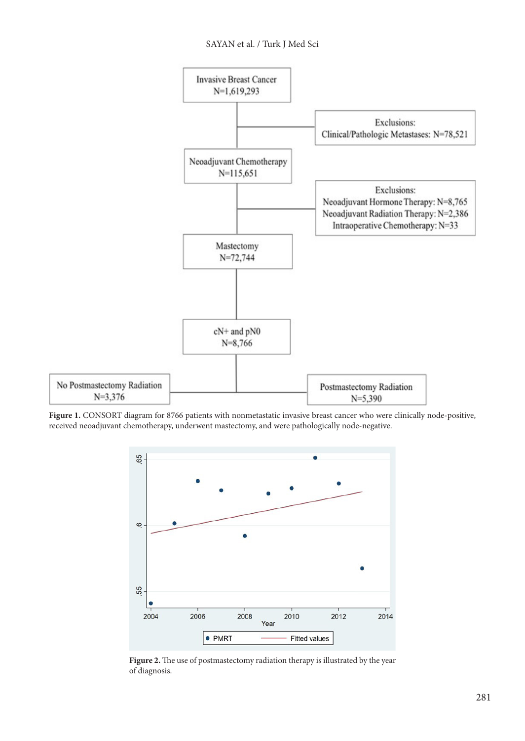Invasive Breast Cancer
N=1,619,293

Exclusions:
Clinical/Pathologic Metastases: N=78,521

Neoadjuvant Chemotherapy
N=115,651

Exclusions:
Neoadjuvant Hormone Therapy: N=8,765
Neoadjuvant Radiation Therapy: N=2,386
Intraoperative Chemotherapy: N=33

Mastectomy
N=72,744

cN+ and pN0
N=8,766

No Postmastectomy Radiation
N=3,376

Postmastectomy Radiation
N=5,390

**Figure 1.** CONSORT diagram for 8766 patients with nonmetastatic invasive breast cancer who were clinically node-positive, received neoadjuvant chemotherapy, underwent mastectomy, and were pathologically node-negative.

**Figure 2.** The use of postmastectomy radiation therapy is illustrated by the year of diagnosis.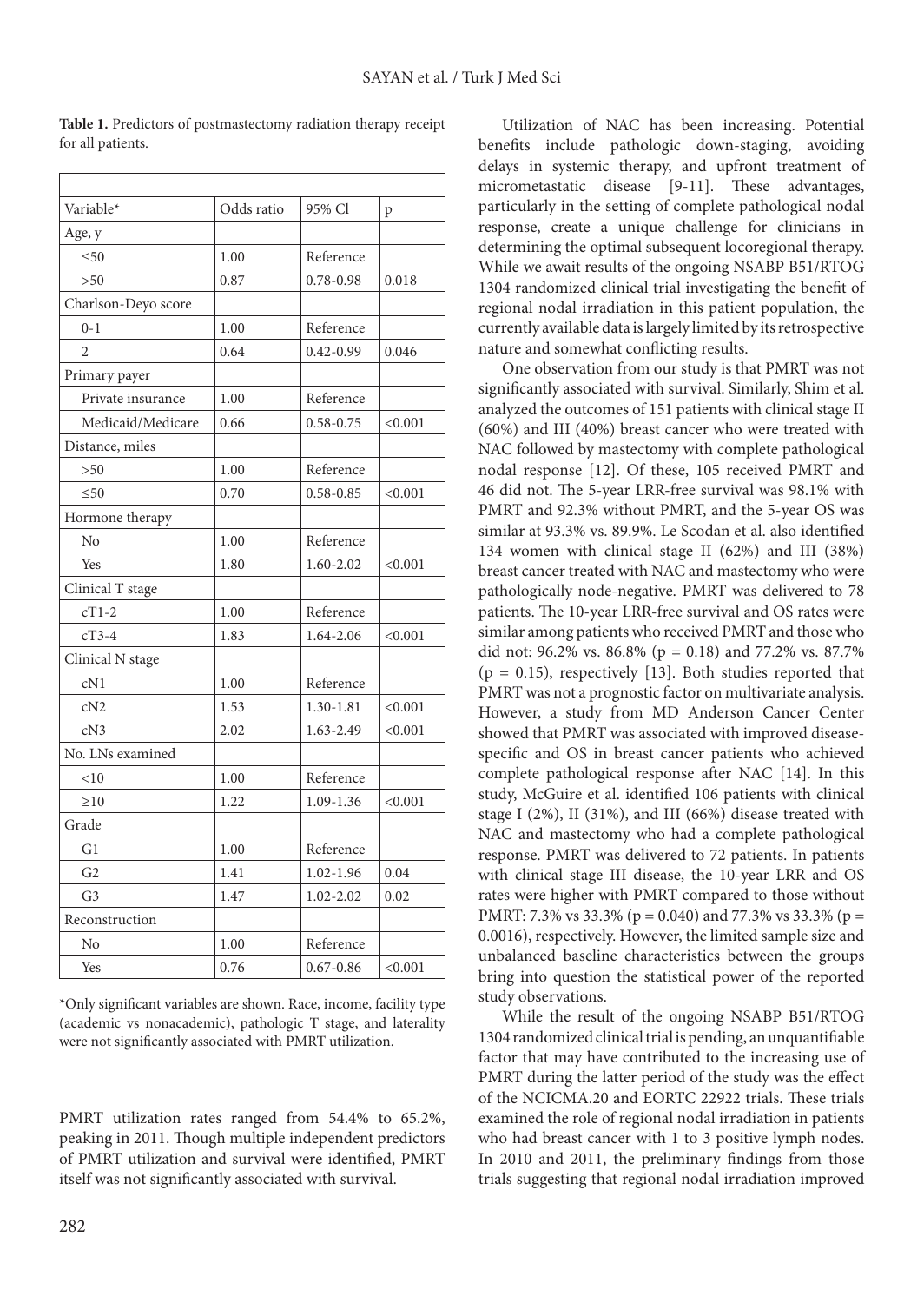**Table 1.** Predictors of postmastectomy radiation therapy receipt for all patients.

| Variable* | Odds ratio | 95% Cl | p |
|---|---|---|---|
| Age, y | | | |
| ≤50 | 1.00 | Reference | |
| >50 | 0.87 | 0.78-0.98 | 0.018 |
| Charlson-Deyo score | | | |
| 0-1 | 1.00 | Reference | |
| 2 | 0.64 | 0.42-0.99 | 0.046 |
| Primary payer | | | |
| Private insurance | 1.00 | Reference | |
| Medicaid/Medicare | 0.66 | 0.58-0.75 | <0.001 |
| Distance, miles | | | |
| >50 | 1.00 | Reference | |
| ≤50 | 0.70 | 0.58-0.85 | <0.001 |
| Hormone therapy | | | |
| No | 1.00 | Reference | |
| Yes | 1.80 | 1.60-2.02 | <0.001 |
| Clinical T stage | | | |
| cT1-2 | 1.00 | Reference | |
| cT3-4 | 1.83 | 1.64-2.06 | <0.001 |
| Clinical N stage | | | |
| cN1 | 1.00 | Reference | |
| cN2 | 1.53 | 1.30-1.81 | <0.001 |
| cN3 | 2.02 | 1.63-2.49 | <0.001 |
| No. LNs examined | | | |
| <10 | 1.00 | Reference | |
| ≥10 | 1.22 | 1.09-1.36 | <0.001 |
| Grade | | | |
| G1 | 1.00 | Reference | |
| G2 | 1.41 | 1.02-1.96 | 0.04 |
| G3 | 1.47 | 1.02-2.02 | 0.02 |
| Reconstruction | | | |
| No | 1.00 | Reference | |
| Yes | 0.76 | 0.67-0.86 | <0.001 |

*Only significant variables are shown. Race, income, facility type (academic vs nonacademic), pathologic T stage, and laterality were not significantly associated with PMRT utilization.

PMRT utilization rates ranged from 54.4% to 65.2%, peaking in 2011. Though multiple independent predictors of PMRT utilization and survival were identified, PMRT itself was not significantly associated with survival.

Utilization of NAC has been increasing. Potential benefits include pathologic down-staging, avoiding delays in systemic therapy, and upfront treatment of micrometastatic disease [9-11]. These advantages, particularly in the setting of complete pathological nodal response, create a unique challenge for clinicians in determining the optimal subsequent locoregional therapy. While we await results of the ongoing NSABP B51/RTOG 1304 randomized clinical trial investigating the benefit of regional nodal irradiation in this patient population, the currently available data is largely limited by its retrospective nature and somewhat conflicting results.

One observation from our study is that PMRT was not significantly associated with survival. Similarly, Shim et al. analyzed the outcomes of 151 patients with clinical stage II (60%) and III (40%) breast cancer who were treated with NAC followed by mastectomy with complete pathological nodal response [12]. Of these, 105 received PMRT and 46 did not. The 5-year LRR-free survival was 98.1% with PMRT and 92.3% without PMRT, and the 5-year OS was similar at 93.3% vs. 89.9%. Le Scodan et al. also identified 134 women with clinical stage II (62%) and III (38%) breast cancer treated with NAC and mastectomy who were pathologically node-negative. PMRT was delivered to 78 patients. The 10-year LRR-free survival and OS rates were similar among patients who received PMRT and those who did not: 96.2% vs. 86.8% ($p = 0.18$) and 77.2% vs. 87.7% ($p = 0.15$), respectively [13]. Both studies reported that PMRT was not a prognostic factor on multivariate analysis. However, a study from MD Anderson Cancer Center showed that PMRT was associated with improved disease-specific and OS in breast cancer patients who achieved complete pathological response after NAC [14]. In this study, McGuire et al. identified 106 patients with clinical stage I (2%), II (31%), and III (66%) disease treated with NAC and mastectomy who had a complete pathological response. PMRT was delivered to 72 patients. In patients with clinical stage III disease, the 10-year LRR and OS rates were higher with PMRT compared to those without PMRT: 7.3% vs 33.3% ($p = 0.040$) and 77.3% vs 33.3% ($p = 0.0016$), respectively. However, the limited sample size and unbalanced baseline characteristics between the groups bring into question the statistical power of the reported study observations.

While the result of the ongoing NSABP B51/RTOG 1304 randomized clinical trial is pending, an unquantifiable factor that may have contributed to the increasing use of PMRT during the latter period of the study was the effect of the NCICMA.20 and EORTC 22922 trials. These trials examined the role of regional nodal irradiation in patients who had breast cancer with 1 to 3 positive lymph nodes. In 2010 and 2011, the preliminary findings from those trials suggesting that regional nodal irradiation improved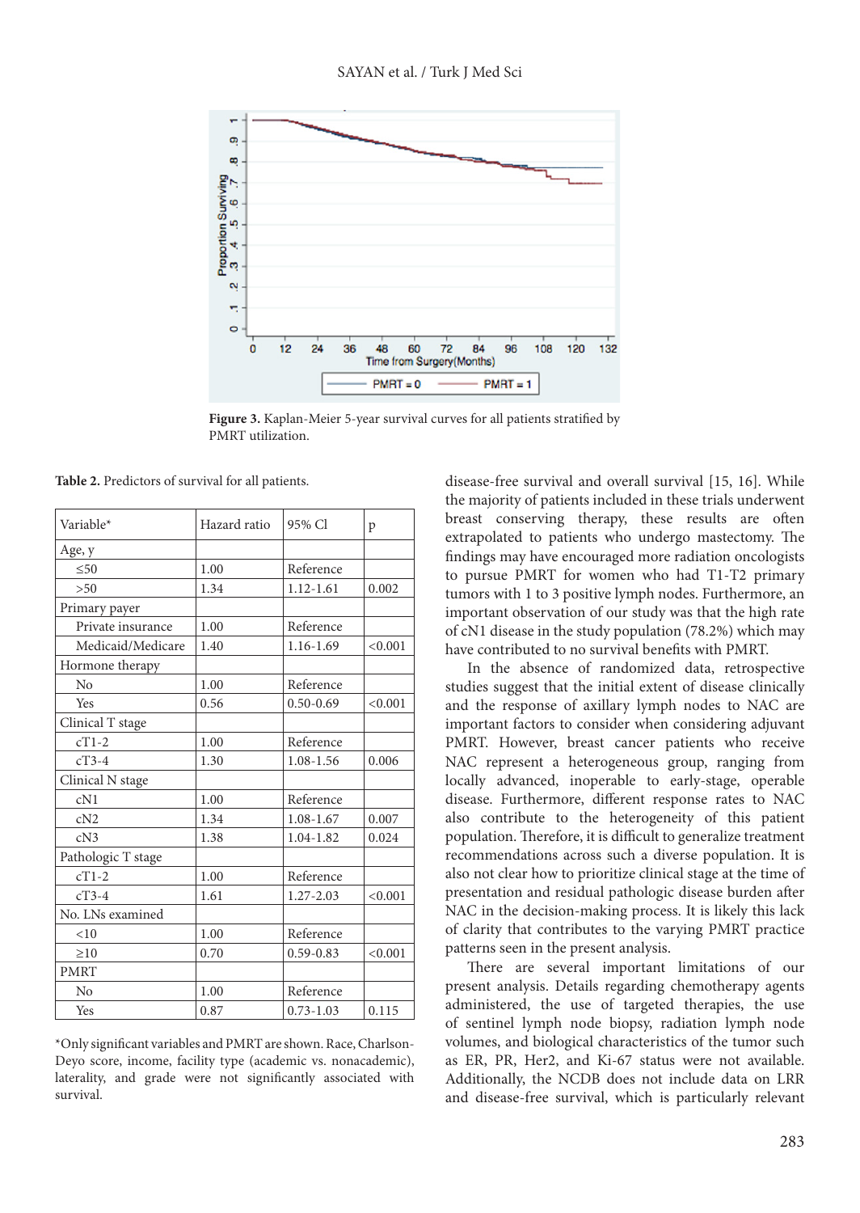**Figure 3.** Kaplan-Meier 5-year survival curves for all patients stratified by PMRT utilization.

**Table 2.** Predictors of survival for all patients.

| Variable* | Hazard ratio | 95% Cl | p |
|---|---|---|---|
| Age, y | | | |
| ≤50 | 1.00 | Reference | |
| >50 | 1.34 | 1.12-1.61 | 0.002 |
| Primary payer | | | |
| Private insurance | 1.00 | Reference | |
| Medicaid/Medicare | 1.40 | 1.16-1.69 | <0.001 |
| Hormone therapy | | | |
| No | 1.00 | Reference | |
| Yes | 0.56 | 0.50-0.69 | <0.001 |
| Clinical T stage | | | |
| cT1-2 | 1.00 | Reference | |
| cT3-4 | 1.30 | 1.08-1.56 | 0.006 |
| Clinical N stage | | | |
| cN1 | 1.00 | Reference | |
| cN2 | 1.34 | 1.08-1.67 | 0.007 |
| cN3 | 1.38 | 1.04-1.82 | 0.024 |
| Pathologic T stage | | | |
| cT1-2 | 1.00 | Reference | |
| cT3-4 | 1.61 | 1.27-2.03 | <0.001 |
| No. LNs examined | | | |
| <10 | 1.00 | Reference | |
| ≥10 | 0.70 | 0.59-0.83 | <0.001 |
| PMRT | | | |
| No | 1.00 | Reference | |
| Yes | 0.87 | 0.73-1.03 | 0.115 |

*Only significant variables and PMRT are shown. Race, Charlson-Deyo score, income, facility type (academic vs. nonacademic), laterality, and grade were not significantly associated with survival.

disease-free survival and overall survival [15, 16]. While the majority of patients included in these trials underwent breast conserving therapy, these results are often extrapolated to patients who undergo mastectomy. The findings may have encouraged more radiation oncologists to pursue PMRT for women who had T1-T2 primary tumors with 1 to 3 positive lymph nodes. Furthermore, an important observation of our study was that the high rate of cN1 disease in the study population (78.2%) which may have contributed to no survival benefits with PMRT.

In the absence of randomized data, retrospective studies suggest that the initial extent of disease clinically and the response of axillary lymph nodes to NAC are important factors to consider when considering adjuvant PMRT. However, breast cancer patients who receive NAC represent a heterogeneous group, ranging from locally advanced, inoperable to early-stage, operable disease. Furthermore, different response rates to NAC also contribute to the heterogeneity of this patient population. Therefore, it is difficult to generalize treatment recommendations across such a diverse population. It is also not clear how to prioritize clinical stage at the time of presentation and residual pathologic disease burden after NAC in the decision-making process. It is likely this lack of clarity that contributes to the varying PMRT practice patterns seen in the present analysis.

There are several important limitations of our present analysis. Details regarding chemotherapy agents administered, the use of targeted therapies, the use of sentinel lymph node biopsy, radiation lymph node volumes, and biological characteristics of the tumor such as ER, PR, Her2, and Ki-67 status were not available. Additionally, the NCDB does not include data on LRR and disease-free survival, which is particularly relevant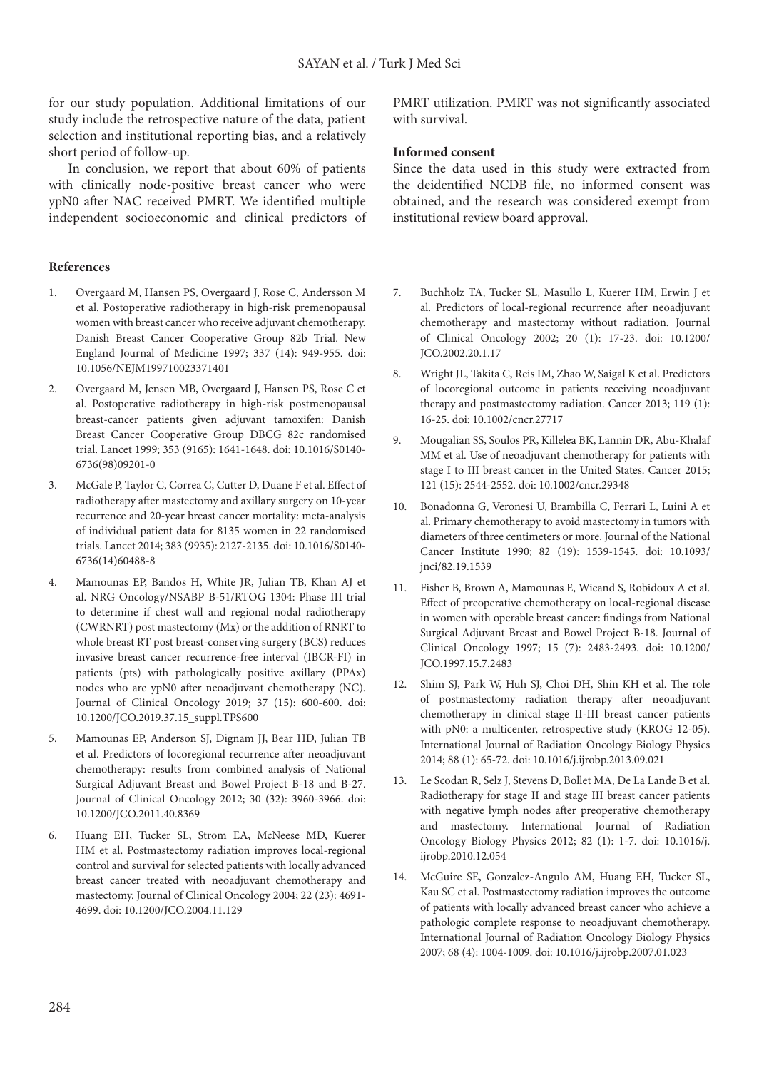for our study population. Additional limitations of our study include the retrospective nature of the data, patient selection and institutional reporting bias, and a relatively short period of follow-up.

In conclusion, we report that about 60% of patients with clinically node-positive breast cancer who were ypN0 after NAC received PMRT. We identified multiple independent socioeconomic and clinical predictors of PMRT utilization. PMRT was not significantly associated with survival.

**Informed consent**

Since the data used in this study were extracted from the deidentified NCDB file, no informed consent was obtained, and the research was considered exempt from institutional review board approval.

**References**

1. Overgaard M, Hansen PS, Overgaard J, Rose C, Andersson M et al. Postoperative radiotherapy in high-risk premenopausal women with breast cancer who receive adjuvant chemotherapy. Danish Breast Cancer Cooperative Group 82b Trial. New England Journal of Medicine 1997; 337 (14): 949-955. doi: 10.1056/NEJM199710023371401
2. Overgaard M, Jensen MB, Overgaard J, Hansen PS, Rose C et al. Postoperative radiotherapy in high-risk postmenopausal breast-cancer patients given adjuvant tamoxifen: Danish Breast Cancer Cooperative Group DBCG 82c randomised trial. Lancet 1999; 353 (9165): 1641-1648. doi: 10.1016/S0140-6736(98)09201-0
3. McGale P, Taylor C, Correa C, Cutter D, Duane F et al. Effect of radiotherapy after mastectomy and axillary surgery on 10-year recurrence and 20-year breast cancer mortality: meta-analysis of individual patient data for 8135 women in 22 randomised trials. Lancet 2014; 383 (9935): 2127-2135. doi: 10.1016/S0140-6736(14)60488-8
4. Mamounas EP, Bandos H, White JR, Julian TB, Khan AJ et al. NRG Oncology/NSABP B-51/RTOG 1304: Phase III trial to determine if chest wall and regional nodal radiotherapy (CWRNRT) post mastectomy (Mx) or the addition of RNRT to whole breast RT post breast-conserving surgery (BCS) reduces invasive breast cancer recurrence-free interval (IBCR-FI) in patients (pts) with pathologically positive axillary (PPAx) nodes who are ypN0 after neoadjuvant chemotherapy (NC). Journal of Clinical Oncology 2019; 37 (15): 600-600. doi: 10.1200/JCO.2019.37.15_suppl.TPS600
5. Mamounas EP, Anderson SJ, Dignam JJ, Bear HD, Julian TB et al. Predictors of locoregional recurrence after neoadjuvant chemotherapy: results from combined analysis of National Surgical Adjuvant Breast and Bowel Project B-18 and B-27. Journal of Clinical Oncology 2012; 30 (32): 3960-3966. doi: 10.1200/JCO.2011.40.8369
6. Huang EH, Tucker SL, Strom EA, McNeese MD, Kuerer HM et al. Postmastectomy radiation improves local-regional control and survival for selected patients with locally advanced breast cancer treated with neoadjuvant chemotherapy and mastectomy. Journal of Clinical Oncology 2004; 22 (23): 4691-4699. doi: 10.1200/JCO.2004.11.129
7. Buchholz TA, Tucker SL, Masullo L, Kuerer HM, Erwin J et al. Predictors of local-regional recurrence after neoadjuvant chemotherapy and mastectomy without radiation. Journal of Clinical Oncology 2002; 20 (1): 17-23. doi: 10.1200/JCO.2002.20.1.17
8. Wright JL, Takita C, Reis IM, Zhao W, Saigal K et al. Predictors of locoregional outcome in patients receiving neoadjuvant therapy and postmastectomy radiation. Cancer 2013; 119 (1): 16-25. doi: 10.1002/cncr.27717
9. Mougalian SS, Soulos PR, Killelea BK, Lannin DR, Abu-Khalaf MM et al. Use of neoadjuvant chemotherapy for patients with stage I to III breast cancer in the United States. Cancer 2015; 121 (15): 2544-2552. doi: 10.1002/cncr.29348
10. Bonadonna G, Veronesi U, Brambilla C, Ferrari L, Luini A et al. Primary chemotherapy to avoid mastectomy in tumors with diameters of three centimeters or more. Journal of the National Cancer Institute 1990; 82 (19): 1539-1545. doi: 10.1093/jnci/82.19.1539
11. Fisher B, Brown A, Mamounas E, Wieand S, Robidoux A et al. Effect of preoperative chemotherapy on local-regional disease in women with operable breast cancer: findings from National Surgical Adjuvant Breast and Bowel Project B-18. Journal of Clinical Oncology 1997; 15 (7): 2483-2493. doi: 10.1200/JCO.1997.15.7.2483
12. Shim SJ, Park W, Huh SJ, Choi DH, Shin KH et al. The role of postmastectomy radiation therapy after neoadjuvant chemotherapy in clinical stage II-III breast cancer patients with pN0: a multicenter, retrospective study (KROG 12-05). International Journal of Radiation Oncology Biology Physics 2014; 88 (1): 65-72. doi: 10.1016/j.ijrobp.2013.09.021
13. Le Scodan R, Selz J, Stevens D, Bollet MA, De La Lande B et al. Radiotherapy for stage II and stage III breast cancer patients with negative lymph nodes after preoperative chemotherapy and mastectomy. International Journal of Radiation Oncology Biology Physics 2012; 82 (1): 1-7. doi: 10.1016/j.ijrobp.2010.12.054
14. McGuire SE, Gonzalez-Angulo AM, Huang EH, Tucker SL, Kau SC et al. Postmastectomy radiation improves the outcome of patients with locally advanced breast cancer who achieve a pathologic complete response to neoadjuvant chemotherapy. International Journal of Radiation Oncology Biology Physics 2007; 68 (4): 1004-1009. doi: 10.1016/j.ijrobp.2007.01.023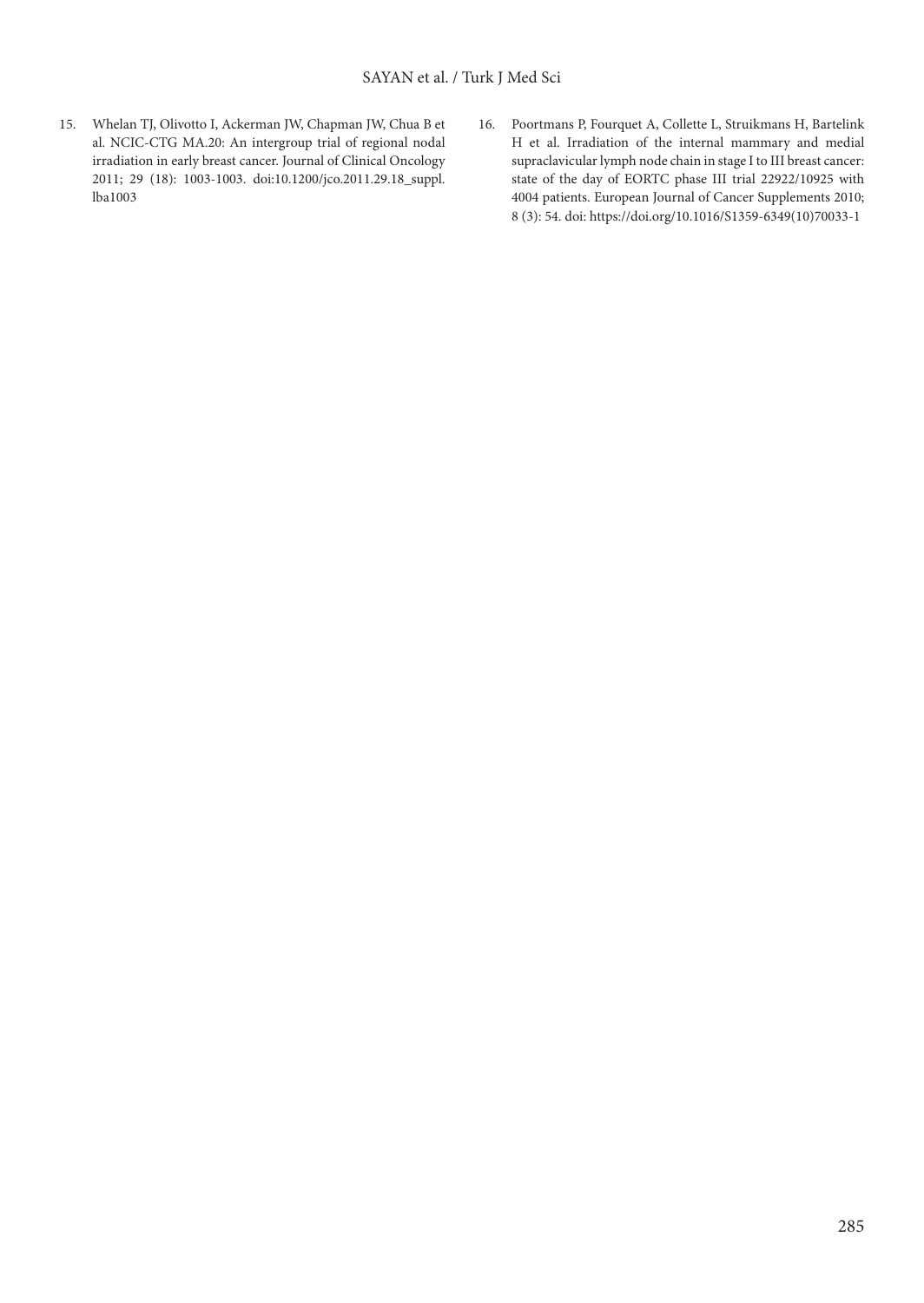15. Whelan TJ, Olivotto I, Ackerman JW, Chapman JW, Chua B et al. NCIC-CTG MA.20: An intergroup trial of regional nodal irradiation in early breast cancer. Journal of Clinical Oncology 2011; 29 (18): 1003-1003. doi:10.1200/jco.2011.29.18_suppl.lba1003

16. Poortmans P, Fourquet A, Collette L, Struikmans H, Bartelink H et al. Irradiation of the internal mammary and medial supraclavicular lymph node chain in stage I to III breast cancer: state of the day of EORTC phase III trial 22922/10925 with 4004 patients. European Journal of Cancer Supplements 2010; 8 (3): 54. doi: https://doi.org/10.1016/S1359-6349(10)70033-1